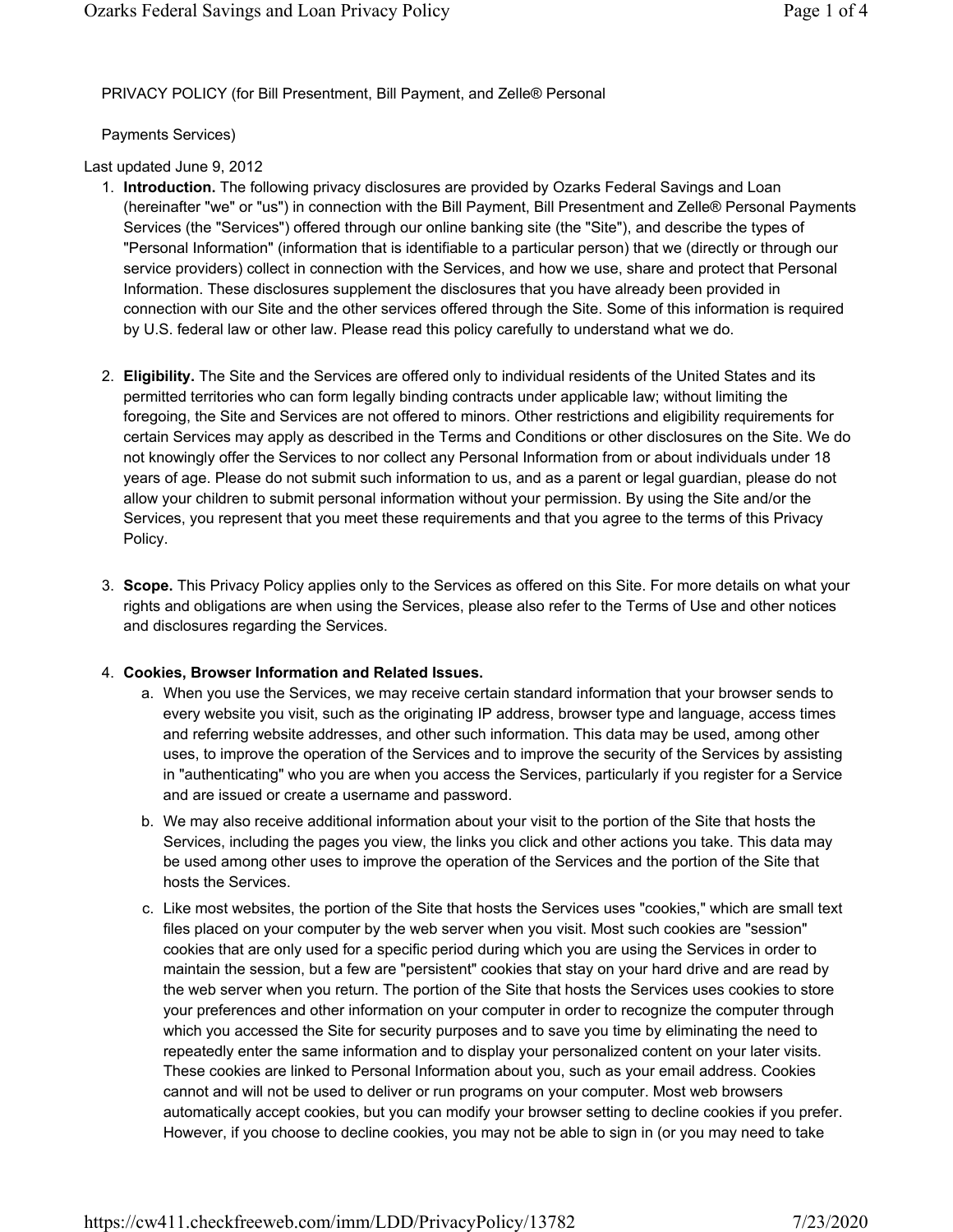PRIVACY POLICY (for Bill Presentment, Bill Payment, and Zelle® Personal

Payments Services)

Last updated June 9, 2012

1. **Introduction.** The following privacy disclosures are provided by Ozarks Federal Savings and Loan (hereinafter "we" or "us") in connection with the Bill Payment, Bill Presentment and Zelle® Personal Payments Services (the "Services") offered through our online banking site (the "Site"), and describe the types of "Personal Information" (information that is identifiable to a particular person) that we (directly or through our service providers) collect in connection with the Services, and how we use, share and protect that Personal Information. These disclosures supplement the disclosures that you have already been provided in connection with our Site and the other services offered through the Site. Some of this information is required by U.S. federal law or other law. Please read this policy carefully to understand what we do.

2. **Eligibility.** The Site and the Services are offered only to individual residents of the United States and its permitted territories who can form legally binding contracts under applicable law; without limiting the foregoing, the Site and Services are not offered to minors. Other restrictions and eligibility requirements for certain Services may apply as described in the Terms and Conditions or other disclosures on the Site. We do not knowingly offer the Services to nor collect any Personal Information from or about individuals under 18 years of age. Please do not submit such information to us, and as a parent or legal guardian, please do not allow your children to submit personal information without your permission. By using the Site and/or the Services, you represent that you meet these requirements and that you agree to the terms of this Privacy Policy.

3. **Scope.** This Privacy Policy applies only to the Services as offered on this Site. For more details on what your rights and obligations are when using the Services, please also refer to the Terms of Use and other notices and disclosures regarding the Services.

4. **Cookies, Browser Information and Related Issues.**
   a. When you use the Services, we may receive certain standard information that your browser sends to every website you visit, such as the originating IP address, browser type and language, access times and referring website addresses, and other such information. This data may be used, among other uses, to improve the operation of the Services and to improve the security of the Services by assisting in "authenticating" who you are when you access the Services, particularly if you register for a Service and are issued or create a username and password.
   b. We may also receive additional information about your visit to the portion of the Site that hosts the Services, including the pages you view, the links you click and other actions you take. This data may be used among other uses to improve the operation of the Services and the portion of the Site that hosts the Services.
   c. Like most websites, the portion of the Site that hosts the Services uses "cookies," which are small text files placed on your computer by the web server when you visit. Most such cookies are "session" cookies that are only used for a specific period during which you are using the Services in order to maintain the session, but a few are "persistent" cookies that stay on your hard drive and are read by the web server when you return. The portion of the Site that hosts the Services uses cookies to store your preferences and other information on your computer in order to recognize the computer through which you accessed the Site for security purposes and to save you time by eliminating the need to repeatedly enter the same information and to display your personalized content on your later visits. These cookies are linked to Personal Information about you, such as your email address. Cookies cannot and will not be used to deliver or run programs on your computer. Most web browsers automatically accept cookies, but you can modify your browser setting to decline cookies if you prefer. However, if you choose to decline cookies, you may not be able to sign in (or you may need to take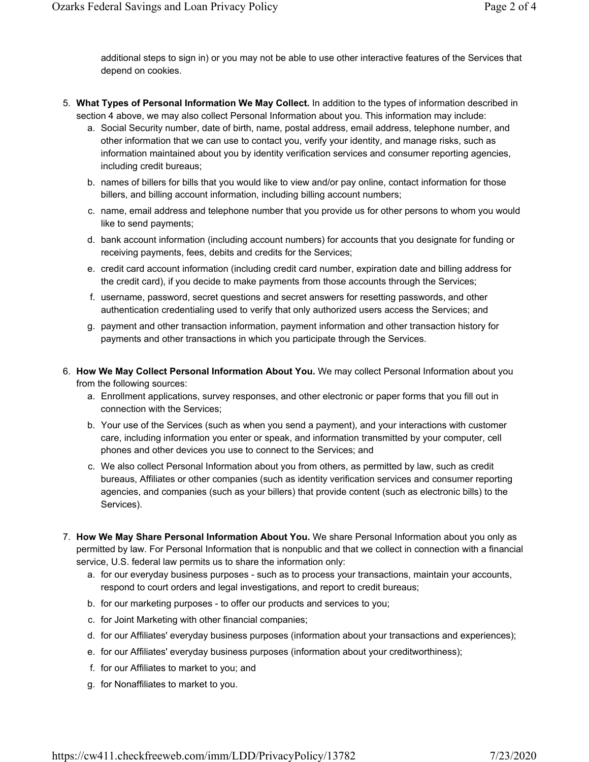additional steps to sign in) or you may not be able to use other interactive features of the Services that depend on cookies.

5. **What Types of Personal Information We May Collect.** In addition to the types of information described in section 4 above, we may also collect Personal Information about you. This information may include:
   a. Social Security number, date of birth, name, postal address, email address, telephone number, and other information that we can use to contact you, verify your identity, and manage risks, such as information maintained about you by identity verification services and consumer reporting agencies, including credit bureaus;
   b. names of billers for bills that you would like to view and/or pay online, contact information for those billers, and billing account information, including billing account numbers;
   c. name, email address and telephone number that you provide us for other persons to whom you would like to send payments;
   d. bank account information (including account numbers) for accounts that you designate for funding or receiving payments, fees, debits and credits for the Services;
   e. credit card account information (including credit card number, expiration date and billing address for the credit card), if you decide to make payments from those accounts through the Services;
   f. username, password, secret questions and secret answers for resetting passwords, and other authentication credentialing used to verify that only authorized users access the Services; and
   g. payment and other transaction information, payment information and other transaction history for payments and other transactions in which you participate through the Services.

6. **How We May Collect Personal Information About You.** We may collect Personal Information about you from the following sources:
   a. Enrollment applications, survey responses, and other electronic or paper forms that you fill out in connection with the Services;
   b. Your use of the Services (such as when you send a payment), and your interactions with customer care, including information you enter or speak, and information transmitted by your computer, cell phones and other devices you use to connect to the Services; and
   c. We also collect Personal Information about you from others, as permitted by law, such as credit bureaus, Affiliates or other companies (such as identity verification services and consumer reporting agencies, and companies (such as your billers) that provide content (such as electronic bills) to the Services).

7. **How We May Share Personal Information About You.** We share Personal Information about you only as permitted by law. For Personal Information that is nonpublic and that we collect in connection with a financial service, U.S. federal law permits us to share the information only:
   a. for our everyday business purposes - such as to process your transactions, maintain your accounts, respond to court orders and legal investigations, and report to credit bureaus;
   b. for our marketing purposes - to offer our products and services to you;
   c. for Joint Marketing with other financial companies;
   d. for our Affiliates' everyday business purposes (information about your transactions and experiences);
   e. for our Affiliates' everyday business purposes (information about your creditworthiness);
   f. for our Affiliates to market to you; and
   g. for Nonaffiliates to market to you.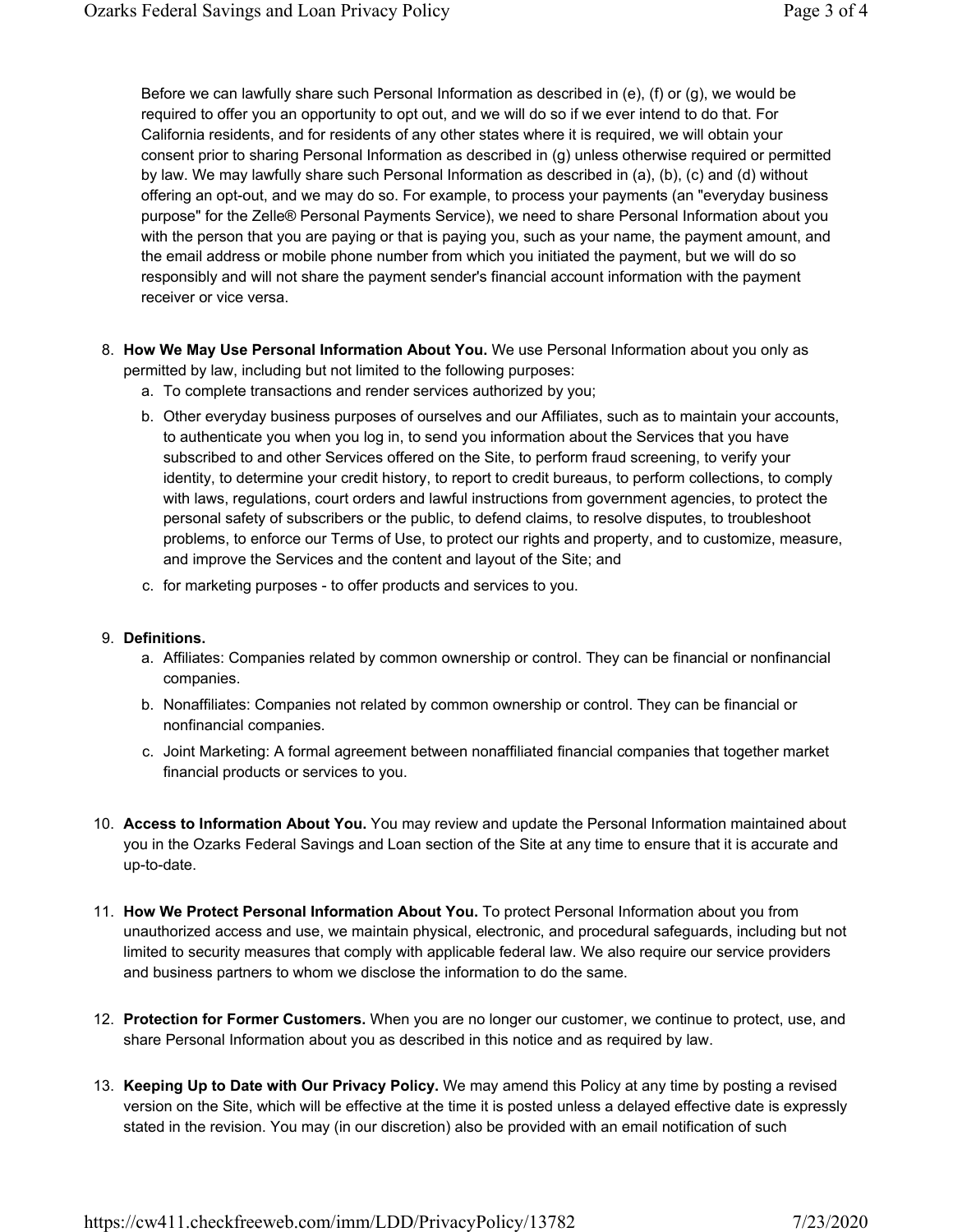Before we can lawfully share such Personal Information as described in (e), (f) or (g), we would be required to offer you an opportunity to opt out, and we will do so if we ever intend to do that. For California residents, and for residents of any other states where it is required, we will obtain your consent prior to sharing Personal Information as described in (g) unless otherwise required or permitted by law. We may lawfully share such Personal Information as described in (a), (b), (c) and (d) without offering an opt-out, and we may do so. For example, to process your payments (an "everyday business purpose" for the Zelle® Personal Payments Service), we need to share Personal Information about you with the person that you are paying or that is paying you, such as your name, the payment amount, and the email address or mobile phone number from which you initiated the payment, but we will do so responsibly and will not share the payment sender's financial account information with the payment receiver or vice versa.

8. **How We May Use Personal Information About You.** We use Personal Information about you only as permitted by law, including but not limited to the following purposes:
   a. To complete transactions and render services authorized by you;
   b. Other everyday business purposes of ourselves and our Affiliates, such as to maintain your accounts, to authenticate you when you log in, to send you information about the Services that you have subscribed to and other Services offered on the Site, to perform fraud screening, to verify your identity, to determine your credit history, to report to credit bureaus, to perform collections, to comply with laws, regulations, court orders and lawful instructions from government agencies, to protect the personal safety of subscribers or the public, to defend claims, to resolve disputes, to troubleshoot problems, to enforce our Terms of Use, to protect our rights and property, and to customize, measure, and improve the Services and the content and layout of the Site; and
   c. for marketing purposes - to offer products and services to you.

9. **Definitions.**
   a. Affiliates: Companies related by common ownership or control. They can be financial or nonfinancial companies.
   b. Nonaffiliates: Companies not related by common ownership or control. They can be financial or nonfinancial companies.
   c. Joint Marketing: A formal agreement between nonaffiliated financial companies that together market financial products or services to you.

10. **Access to Information About You.** You may review and update the Personal Information maintained about you in the Ozarks Federal Savings and Loan section of the Site at any time to ensure that it is accurate and up-to-date.

11. **How We Protect Personal Information About You.** To protect Personal Information about you from unauthorized access and use, we maintain physical, electronic, and procedural safeguards, including but not limited to security measures that comply with applicable federal law. We also require our service providers and business partners to whom we disclose the information to do the same.

12. **Protection for Former Customers.** When you are no longer our customer, we continue to protect, use, and share Personal Information about you as described in this notice and as required by law.

13. **Keeping Up to Date with Our Privacy Policy.** We may amend this Policy at any time by posting a revised version on the Site, which will be effective at the time it is posted unless a delayed effective date is expressly stated in the revision. You may (in our discretion) also be provided with an email notification of such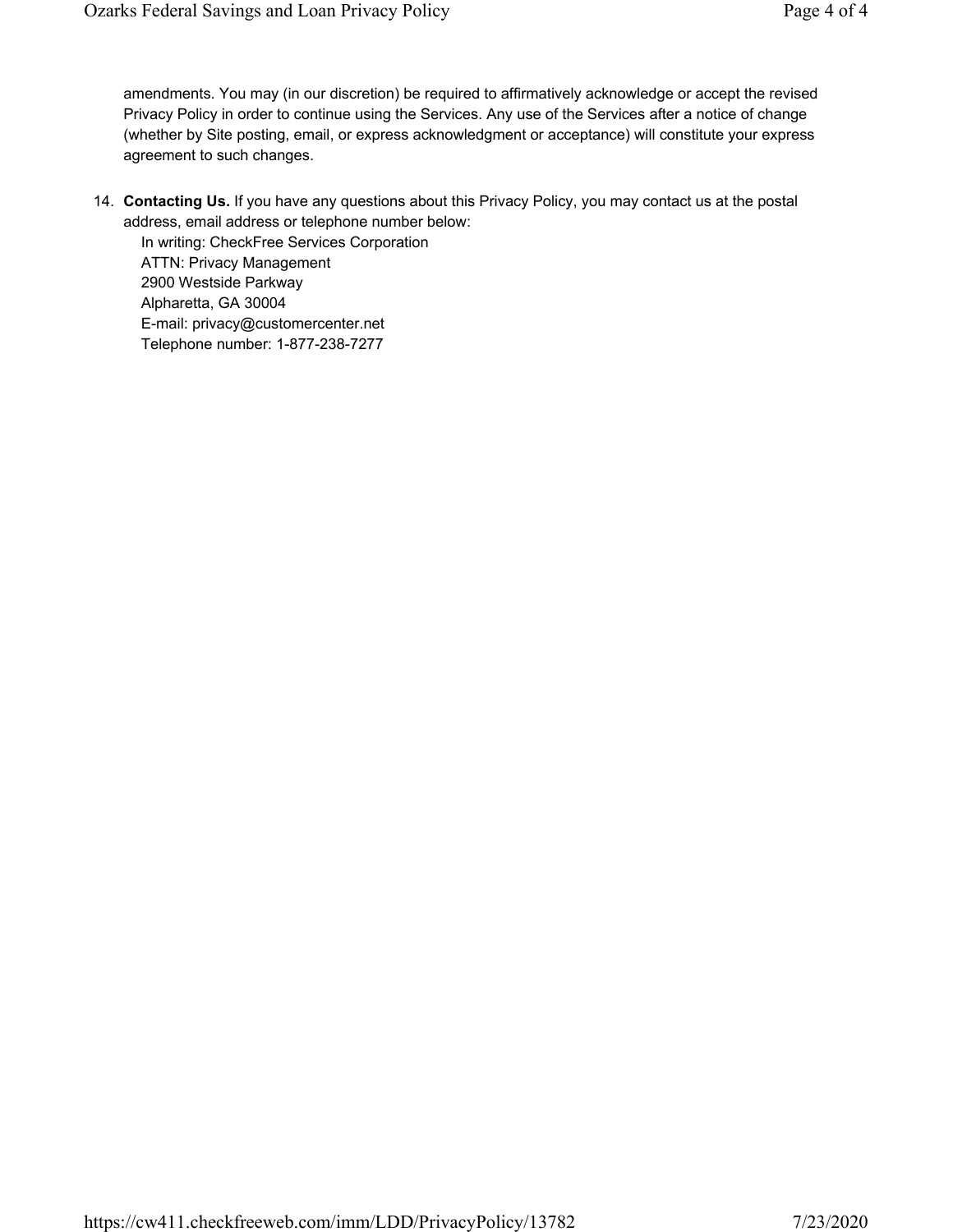amendments. You may (in our discretion) be required to affirmatively acknowledge or accept the revised Privacy Policy in order to continue using the Services. Any use of the Services after a notice of change (whether by Site posting, email, or express acknowledgment or acceptance) will constitute your express agreement to such changes.

14. **Contacting Us.** If you have any questions about this Privacy Policy, you may contact us at the postal address, email address or telephone number below:

    In writing: CheckFree Services Corporation
    ATTN: Privacy Management
    2900 Westside Parkway
    Alpharetta, GA 30004
    E-mail: privacy@customercenter.net
    Telephone number: 1-877-238-7277